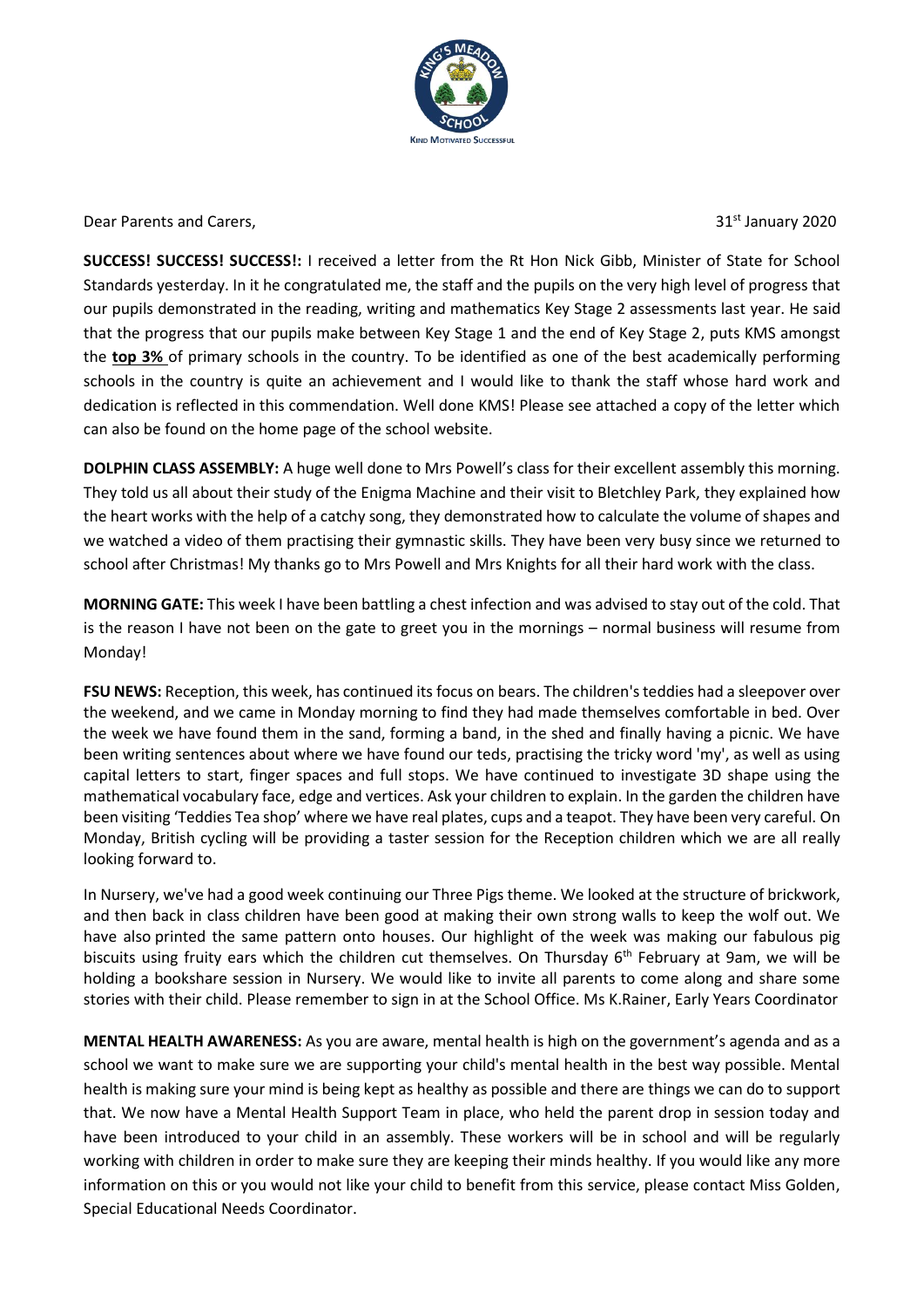Dear Parents and Carers,

31st January 2020

**SUCCESS! SUCCESS! SUCCESS!:** I received a letter from the Rt Hon Nick Gibb, Minister of State for School Standards yesterday. In it he congratulated me, the staff and the pupils on the very high level of progress that our pupils demonstrated in the reading, writing and mathematics Key Stage 2 assessments last year. He said that the progress that our pupils make between Key Stage 1 and the end of Key Stage 2, puts KMS amongst the **top 3%** of primary schools in the country. To be identified as one of the best academically performing schools in the country is quite an achievement and I would like to thank the staff whose hard work and dedication is reflected in this commendation. Well done KMS! Please see attached a copy of the letter which can also be found on the home page of the school website.

**DOLPHIN CLASS ASSEMBLY:** A huge well done to Mrs Powell's class for their excellent assembly this morning. They told us all about their study of the Enigma Machine and their visit to Bletchley Park, they explained how the heart works with the help of a catchy song, they demonstrated how to calculate the volume of shapes and we watched a video of them practising their gymnastic skills. They have been very busy since we returned to school after Christmas! My thanks go to Mrs Powell and Mrs Knights for all their hard work with the class.

**MORNING GATE:** This week I have been battling a chest infection and was advised to stay out of the cold. That is the reason I have not been on the gate to greet you in the mornings – normal business will resume from Monday!

**FSU NEWS:** Reception, this week, has continued its focus on bears. The children's teddies had a sleepover over the weekend, and we came in Monday morning to find they had made themselves comfortable in bed. Over the week we have found them in the sand, forming a band, in the shed and finally having a picnic. We have been writing sentences about where we have found our teds, practising the tricky word 'my', as well as using capital letters to start, finger spaces and full stops. We have continued to investigate 3D shape using the mathematical vocabulary face, edge and vertices. Ask your children to explain. In the garden the children have been visiting 'Teddies Tea shop' where we have real plates, cups and a teapot. They have been very careful. On Monday, British cycling will be providing a taster session for the Reception children which we are all really looking forward to.

In Nursery, we've had a good week continuing our Three Pigs theme. We looked at the structure of brickwork, and then back in class children have been good at making their own strong walls to keep the wolf out. We have also printed the same pattern onto houses. Our highlight of the week was making our fabulous pig biscuits using fruity ears which the children cut themselves. On Thursday 6th February at 9am, we will be holding a bookshare session in Nursery. We would like to invite all parents to come along and share some stories with their child. Please remember to sign in at the School Office. Ms K.Rainer, Early Years Coordinator

**MENTAL HEALTH AWARENESS:** As you are aware, mental health is high on the government's agenda and as a school we want to make sure we are supporting your child's mental health in the best way possible. Mental health is making sure your mind is being kept as healthy as possible and there are things we can do to support that. We now have a Mental Health Support Team in place, who held the parent drop in session today and have been introduced to your child in an assembly. These workers will be in school and will be regularly working with children in order to make sure they are keeping their minds healthy. If you would like any more information on this or you would not like your child to benefit from this service, please contact Miss Golden, Special Educational Needs Coordinator.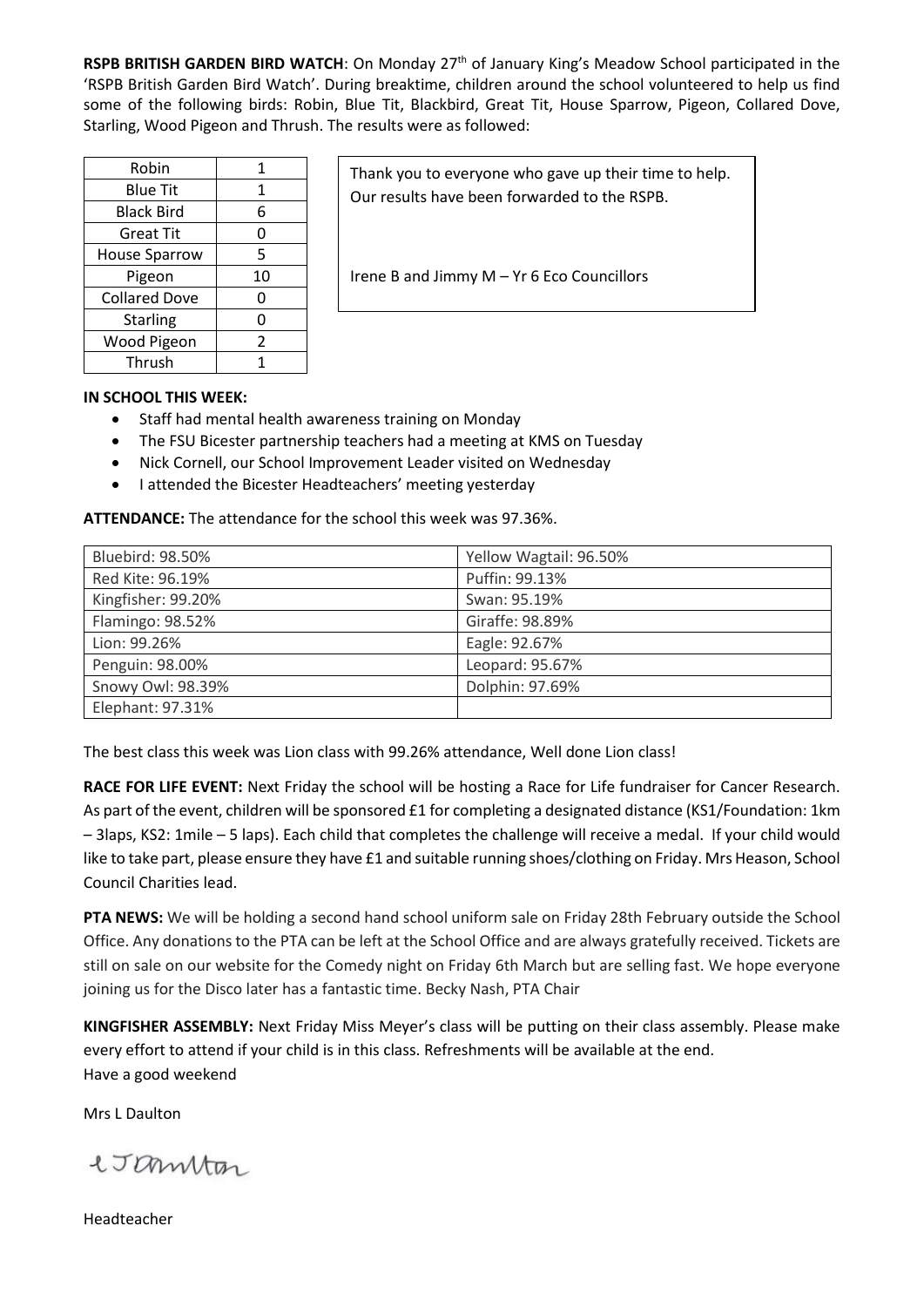**RSPB BRITISH GARDEN BIRD WATCH**: On Monday 27th of January King's Meadow School participated in the 'RSPB British Garden Bird Watch'. During breaktime, children around the school volunteered to help us find some of the following birds: Robin, Blue Tit, Blackbird, Great Tit, House Sparrow, Pigeon, Collared Dove, Starling, Wood Pigeon and Thrush. The results were as followed:

| | |
|---|---|
| Robin | 1 |
| Blue Tit | 1 |
| Black Bird | 6 |
| Great Tit | 0 |
| House Sparrow | 5 |
| Pigeon | 10 |
| Collared Dove | 0 |
| Starling | 0 |
| Wood Pigeon | 2 |
| Thrush | 1 |

Thank you to everyone who gave up their time to help. Our results have been forwarded to the RSPB.

Irene B and Jimmy M – Yr 6 Eco Councillors

**IN SCHOOL THIS WEEK:**

- Staff had mental health awareness training on Monday
- The FSU Bicester partnership teachers had a meeting at KMS on Tuesday
- Nick Cornell, our School Improvement Leader visited on Wednesday
- I attended the Bicester Headteachers' meeting yesterday

**ATTENDANCE:** The attendance for the school this week was 97.36%.

| | |
|---|---|
| Bluebird: 98.50% | Yellow Wagtail: 96.50% |
| Red Kite: 96.19% | Puffin: 99.13% |
| Kingfisher: 99.20% | Swan: 95.19% |
| Flamingo: 98.52% | Giraffe: 98.89% |
| Lion: 99.26% | Eagle: 92.67% |
| Penguin: 98.00% | Leopard: 95.67% |
| Snowy Owl: 98.39% | Dolphin: 97.69% |
| Elephant: 97.31% | |

The best class this week was Lion class with 99.26% attendance, Well done Lion class!

**RACE FOR LIFE EVENT:** Next Friday the school will be hosting a Race for Life fundraiser for Cancer Research. As part of the event, children will be sponsored £1 for completing a designated distance (KS1/Foundation: 1km – 3laps, KS2: 1mile – 5 laps). Each child that completes the challenge will receive a medal. If your child would like to take part, please ensure they have £1 and suitable running shoes/clothing on Friday. Mrs Heason, School Council Charities lead.

**PTA NEWS:** We will be holding a second hand school uniform sale on Friday 28th February outside the School Office. Any donations to the PTA can be left at the School Office and are always gratefully received. Tickets are still on sale on our website for the Comedy night on Friday 6th March but are selling fast. We hope everyone joining us for the Disco later has a fantastic time. Becky Nash, PTA Chair

**KINGFISHER ASSEMBLY:** Next Friday Miss Meyer's class will be putting on their class assembly. Please make every effort to attend if your child is in this class. Refreshments will be available at the end.

Have a good weekend

Mrs L Daulton

L J Daulton

Headteacher